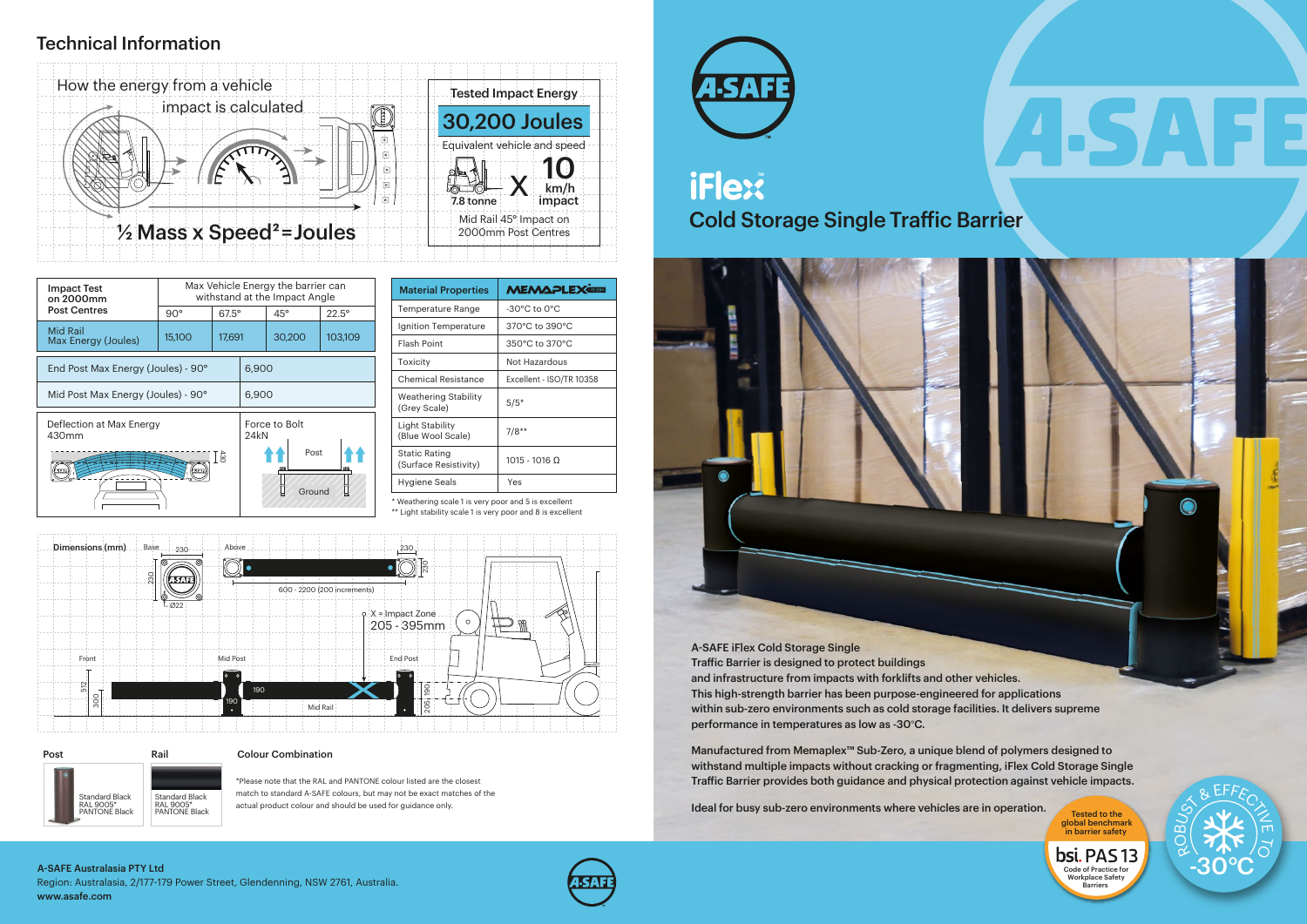# Technical Information

## How the energy from a vehicle impact is calculated

$$\frac{1}{2} \text{Mass} \times \text{Speed}^2 = \text{Joules}$$

**Tested Impact Energy**

**30,200 Joules**

Equivalent vehicle and speed

7.8 tonne X 10 km/h impact

Mid Rail 45° Impact on 2000mm Post Centres

| Impact Test on 2000mm Post Centres | Max Vehicle Energy the barrier can withstand at the Impact Angle | | | |
|---|---|---|---|---|
| | 90° | 67.5° | 45° | 22.5° |
| Mid Rail Max Energy (Joules) | 15,100 | 17,691 | 30,200 | 103,109 |

| | |
|---|---|
| End Post Max Energy (Joules) - 90° | 6,900 |
| Mid Post Max Energy (Joules) - 90° | 6,900 |
| Deflection at Max Energy 430mm | Force to Bolt 24kN |

| Material Properties | MEMAPLEX |
|---|---|
| Temperature Range | -30°C to 0°C |
| Ignition Temperature | 370°C to 390°C |
| Flash Point | 350°C to 370°C |
| Toxicity | Not Hazardous |
| Chemical Resistance | Excellent - ISO/TR 10358 |
| Weathering Stability (Grey Scale) | 5/5* |
| Light Stability (Blue Wool Scale) | 7/8** |
| Static Rating (Surface Resistivity) | 1015 - 1016 Ω |
| Hygiene Seals | Yes |

\* Weathering scale 1 is very poor and 5 is excellent

\** Light stability scale 1 is very poor and 8 is excellent

### Dimensions (mm)

Base: 230 x 230, Ø22

Above: 230, 600 - 2200 (200 increments)

X = Impact Zone 205 - 395mm

Front: 512, 300

Mid Post: 190, 190

End Post: 190, 205

Mid Rail

### Post

Standard Black RAL 9005* PANTONE Black

### Rail

Standard Black RAL 9005* PANTONE Black

### Colour Combination

*Please note that the RAL and PANTONE colour listed are the closest match to standard A-SAFE colours, but may not be exact matches of the actual product colour and should be used for guidance only.

A-SAFE Australasia PTY Ltd

Region: Australasia, 2/177-179 Power Street, Glendenning, NSW 2761, Australia.

www.asafe.com

# A-SAFE

## iFlex

## Cold Storage Single Traffic Barrier

A-SAFE iFlex Cold Storage Single Traffic Barrier is designed to protect buildings and infrastructure from impacts with forklifts and other vehicles. This high-strength barrier has been purpose-engineered for applications within sub-zero environments such as cold storage facilities. It delivers supreme performance in temperatures as low as -30°C.

Manufactured from Memaplex™ Sub-Zero, a unique blend of polymers designed to withstand multiple impacts without cracking or fragmenting, iFlex Cold Storage Single Traffic Barrier provides both guidance and physical protection against vehicle impacts.

Ideal for busy sub-zero environments where vehicles are in operation.

Tested to the global benchmark in barrier safety — bsi. PAS 13 Code of Practice for Workplace Safety Barriers

ROBUST & EFFECTIVE TO -30°C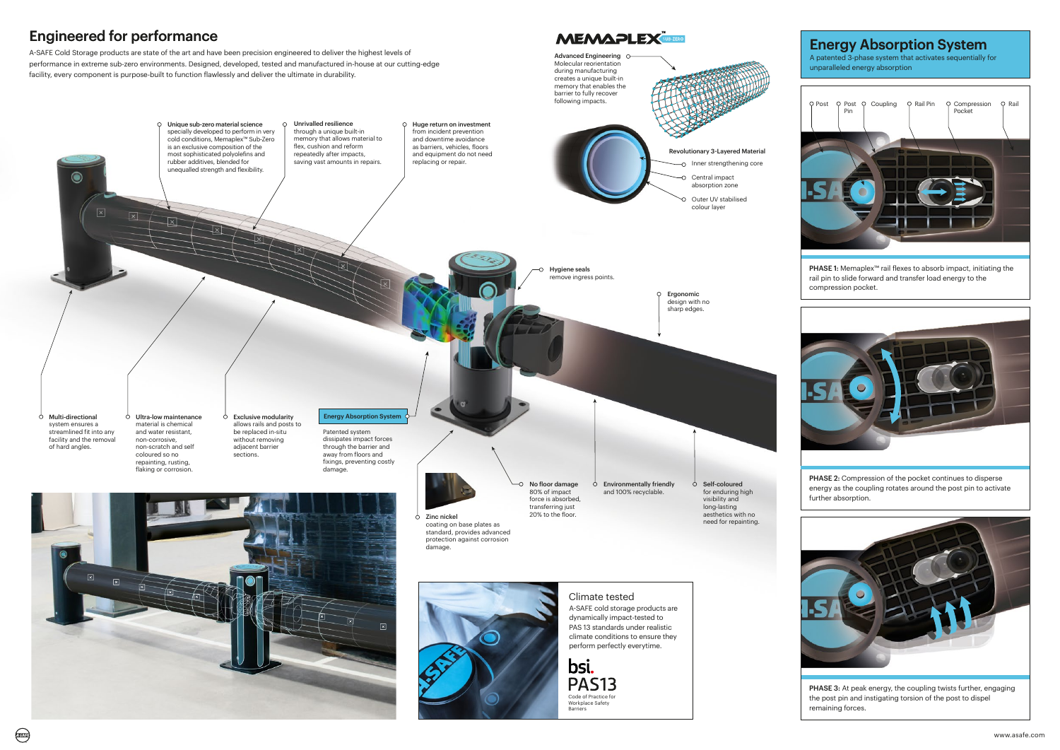## Engineered for performance

A-SAFE Cold Storage products are state of the art and have been precision engineered to deliver the highest levels of performance in extreme sub-zero environments. Designed, developed, tested and manufactured in-house at our cutting-edge facility, every component is purpose-built to function flawlessly and deliver the ultimate in durability.

**Unique sub-zero material science**
specially developed to perform in very cold conditions, Memaplex™ Sub-Zero is an exclusive composition of the most sophisticated polyolefins and rubber additives, blended for unequalled strength and flexibility.

**Unrivalled resilience**
through a unique built-in memory that allows material to flex, cushion and reform repeatedly after impacts, saving vast amounts in repairs.

**Huge return on investment**
from incident prevention and downtime avoidance as barriers, vehicles, floors and equipment do not need replacing or repair.

**MEMAPLEX™ SUB-ZERO**

**Advanced Engineering**
Molecular reorientation during manufacturing creates a unique built-in memory that enables the barrier to fully recover following impacts.

**Revolutionary 3-Layered Material**
- Inner strengthening core
- Central impact absorption zone
- Outer UV stabilised colour layer

**Hygiene seals**
remove ingress points.

**Ergonomic**
design with no sharp edges.

**Multi-directional**
system ensures a streamlined fit into any facility and the removal of hard angles.

**Ultra-low maintenance**
material is chemical and water resistant, non-corrosive, non-scratch and self coloured so no repainting, rusting, flaking or corrosion.

**Exclusive modularity**
allows rails and posts to be replaced in-situ without removing adjacent barrier sections.

**Energy Absorption System**
Patented system dissipates impact forces through the barrier and away from floors and fixings, preventing costly damage.

**No floor damage**
80% of impact force is absorbed, transferring just 20% to the floor.

**Environmentally friendly**
and 100% recyclable.

**Self-coloured**
for enduring high visibility and long-lasting aesthetics with no need for repainting.

**Zinc nickel**
coating on base plates as standard, provides advanced protection against corrosion damage.

### Climate tested

A-SAFE cold storage products are dynamically impact-tested to PAS 13 standards under realistic climate conditions to ensure they perform perfectly everytime.

bsi. PAS13
Code of Practice for Workplace Safety Barriers

## Energy Absorption System

A patented 3-phase system that activates sequentially for unparalleled energy absorption

Post · Post Pin · Coupling · Rail Pin · Compression Pocket · Rail

**PHASE 1:** Memaplex™ rail flexes to absorb impact, initiating the rail pin to slide forward and transfer load energy to the compression pocket.

**PHASE 2:** Compression of the pocket continues to disperse energy as the coupling rotates around the post pin to activate further absorption.

**PHASE 3:** At peak energy, the coupling twists further, engaging the post pin and instigating torsion of the post to dispel remaining forces.

www.asafe.com